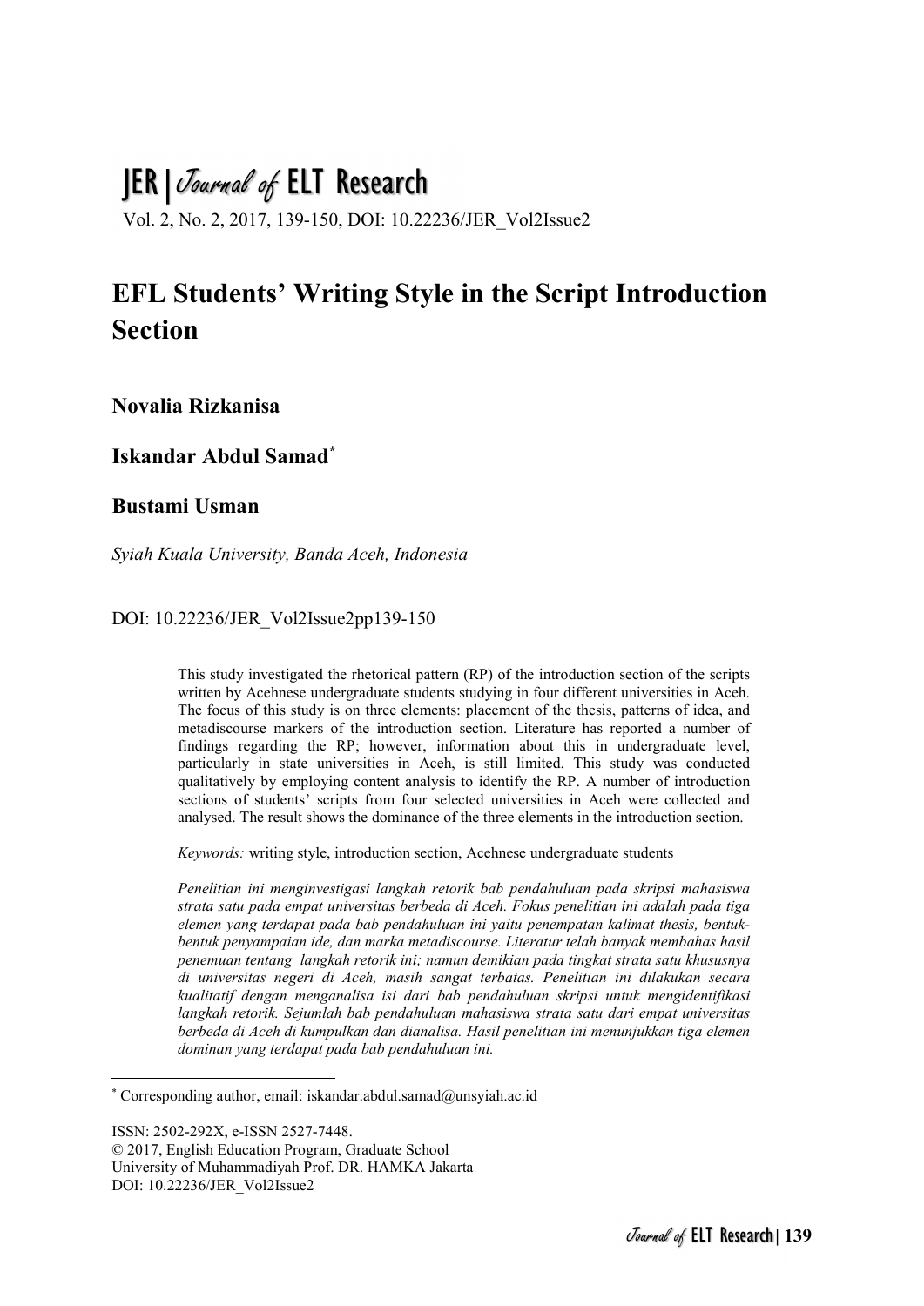# EFL Students' Writing Style in the Script Introduction Section

**Novalia Rizkanisa**

**Iskandar Abdul Samad**[*]

**Bustami Usman**

*Syiah Kuala University, Banda Aceh, Indonesia*

DOI: 10.22236/JER_Vol2Issue2pp139-150

This study investigated the rhetorical pattern (RP) of the introduction section of the scripts written by Acehnese undergraduate students studying in four different universities in Aceh. The focus of this study is on three elements: placement of the thesis, patterns of idea, and metadiscourse markers of the introduction section. Literature has reported a number of findings regarding the RP; however, information about this in undergraduate level, particularly in state universities in Aceh, is still limited. This study was conducted qualitatively by employing content analysis to identify the RP. A number of introduction sections of students' scripts from four selected universities in Aceh were collected and analysed. The result shows the dominance of the three elements in the introduction section.

*Keywords:* writing style, introduction section, Acehnese undergraduate students

*Penelitian ini menginvestigasi langkah retorik bab pendahuluan pada skripsi mahasiswa strata satu pada empat universitas berbeda di Aceh. Fokus penelitian ini adalah pada tiga elemen yang terdapat pada bab pendahuluan ini yaitu penempatan kalimat thesis, bentuk-bentuk penyampaian ide, dan marka metadiscourse. Literatur telah banyak membahas hasil penemuan tentang langkah retorik ini; namun demikian pada tingkat strata satu khususnya di universitas negeri di Aceh, masih sangat terbatas. Penelitian ini dilakukan secara kualitatif dengan menganalisa isi dari bab pendahuluan skripsi untuk mengidentifikasi langkah retorik. Sejumlah bab pendahuluan mahasiswa strata satu dari empat universitas berbeda di Aceh di kumpulkan dan dianalisa. Hasil penelitian ini menunjukkan tiga elemen dominan yang terdapat pada bab pendahuluan ini.*

[*] Corresponding author, email: iskandar.abdul.samad@unsyiah.ac.id

ISSN: 2502-292X, e-ISSN 2527-7448.
© 2017, English Education Program, Graduate School
University of Muhammadiyah Prof. DR. HAMKA Jakarta
DOI: 10.22236/JER_Vol2Issue2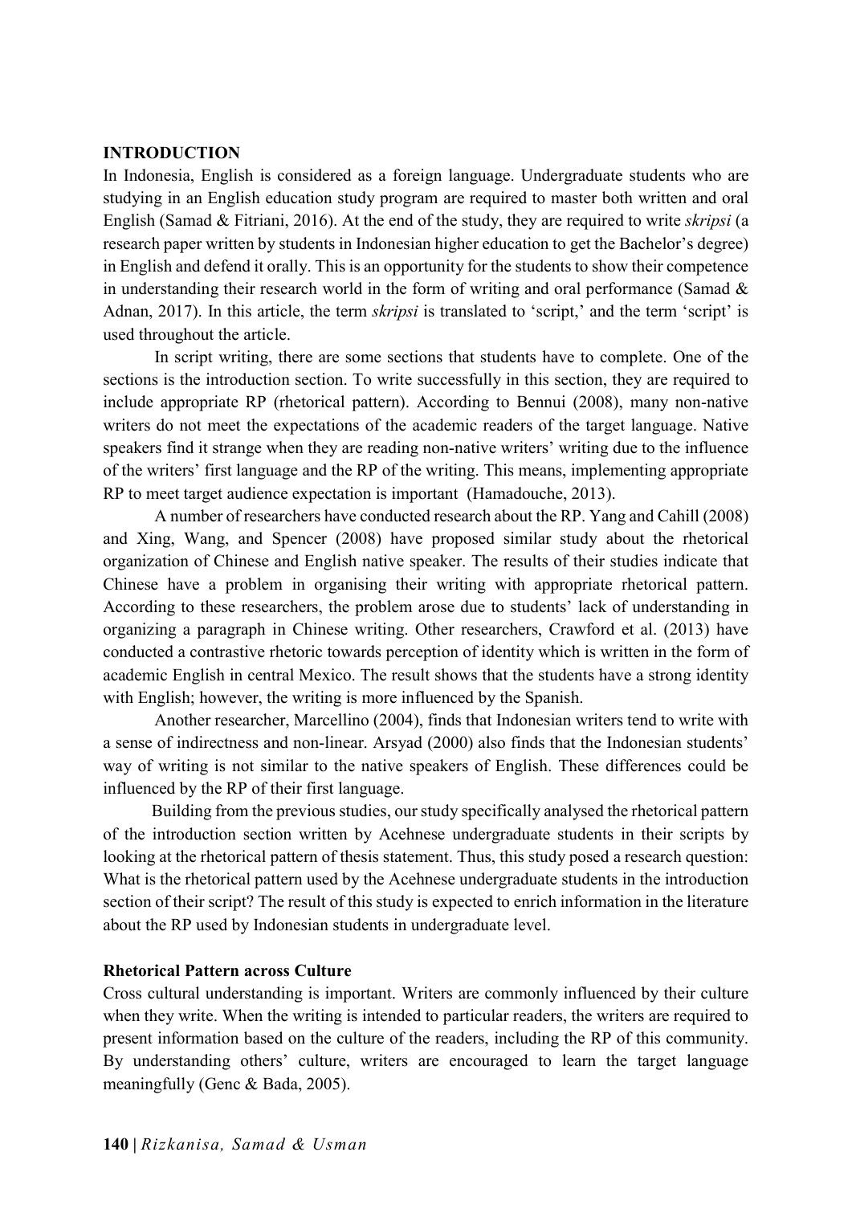## INTRODUCTION

In Indonesia, English is considered as a foreign language. Undergraduate students who are studying in an English education study program are required to master both written and oral English (Samad & Fitriani, 2016). At the end of the study, they are required to write *skripsi* (a research paper written by students in Indonesian higher education to get the Bachelor's degree) in English and defend it orally. This is an opportunity for the students to show their competence in understanding their research world in the form of writing and oral performance (Samad & Adnan, 2017). In this article, the term *skripsi* is translated to 'script,' and the term 'script' is used throughout the article.

In script writing, there are some sections that students have to complete. One of the sections is the introduction section. To write successfully in this section, they are required to include appropriate RP (rhetorical pattern). According to Bennui (2008), many non-native writers do not meet the expectations of the academic readers of the target language. Native speakers find it strange when they are reading non-native writers' writing due to the influence of the writers' first language and the RP of the writing. This means, implementing appropriate RP to meet target audience expectation is important (Hamadouche, 2013).

A number of researchers have conducted research about the RP. Yang and Cahill (2008) and Xing, Wang, and Spencer (2008) have proposed similar study about the rhetorical organization of Chinese and English native speaker. The results of their studies indicate that Chinese have a problem in organising their writing with appropriate rhetorical pattern. According to these researchers, the problem arose due to students' lack of understanding in organizing a paragraph in Chinese writing. Other researchers, Crawford et al. (2013) have conducted a contrastive rhetoric towards perception of identity which is written in the form of academic English in central Mexico. The result shows that the students have a strong identity with English; however, the writing is more influenced by the Spanish.

Another researcher, Marcellino (2004), finds that Indonesian writers tend to write with a sense of indirectness and non-linear. Arsyad (2000) also finds that the Indonesian students' way of writing is not similar to the native speakers of English. These differences could be influenced by the RP of their first language.

Building from the previous studies, our study specifically analysed the rhetorical pattern of the introduction section written by Acehnese undergraduate students in their scripts by looking at the rhetorical pattern of thesis statement. Thus, this study posed a research question: What is the rhetorical pattern used by the Acehnese undergraduate students in the introduction section of their script? The result of this study is expected to enrich information in the literature about the RP used by Indonesian students in undergraduate level.

### Rhetorical Pattern across Culture

Cross cultural understanding is important. Writers are commonly influenced by their culture when they write. When the writing is intended to particular readers, the writers are required to present information based on the culture of the readers, including the RP of this community. By understanding others' culture, writers are encouraged to learn the target language meaningfully (Genc & Bada, 2005).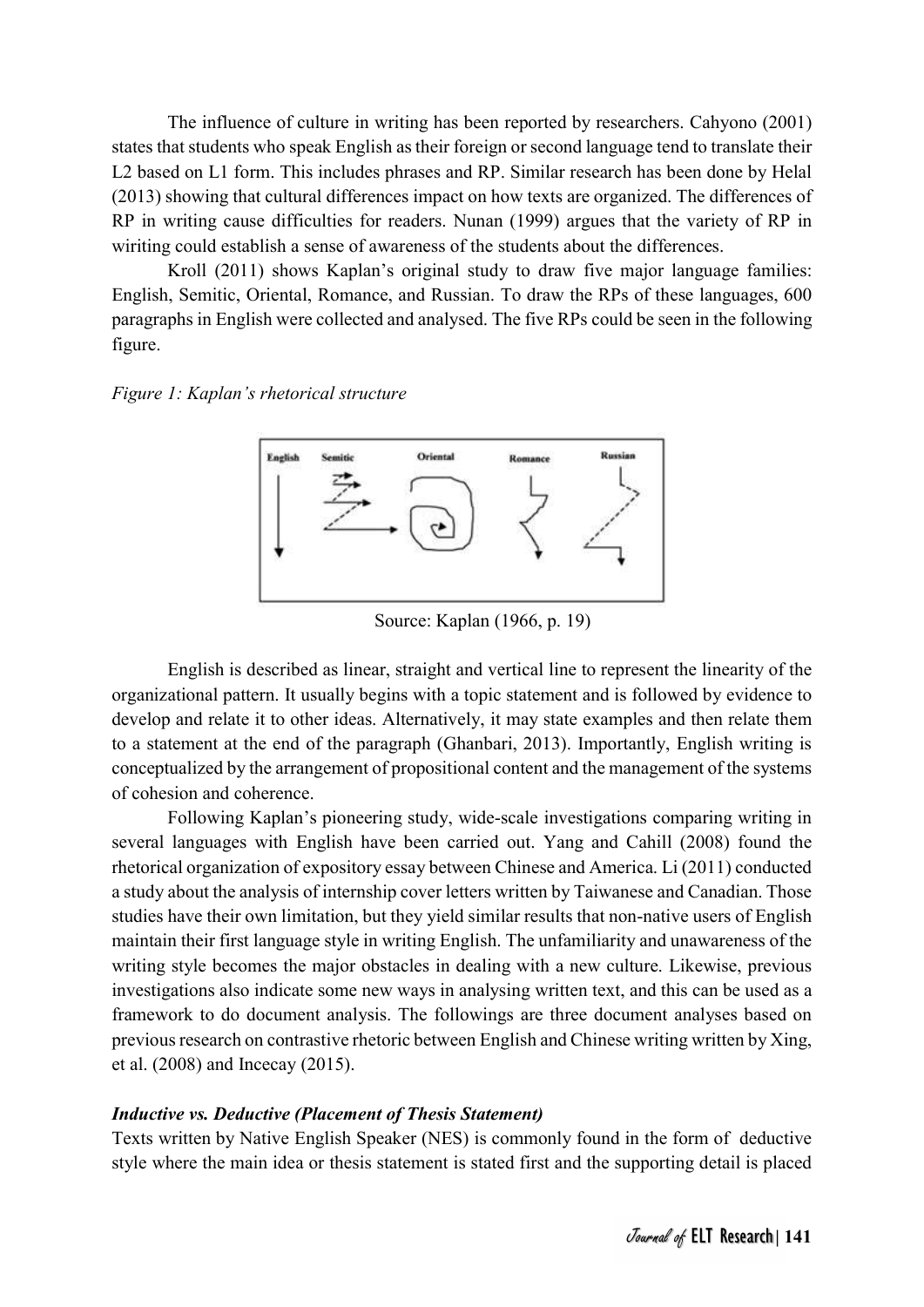The influence of culture in writing has been reported by researchers. Cahyono (2001) states that students who speak English as their foreign or second language tend to translate their L2 based on L1 form. This includes phrases and RP. Similar research has been done by Helal (2013) showing that cultural differences impact on how texts are organized. The differences of RP in writing cause difficulties for readers. Nunan (1999) argues that the variety of RP in wiriting could establish a sense of awareness of the students about the differences.

Kroll (2011) shows Kaplan's original study to draw five major language families: English, Semitic, Oriental, Romance, and Russian. To draw the RPs of these languages, 600 paragraphs in English were collected and analysed. The five RPs could be seen in the following figure.

*Figure 1: Kaplan's rhetorical structure*

Source: Kaplan (1966, p. 19)

English is described as linear, straight and vertical line to represent the linearity of the organizational pattern. It usually begins with a topic statement and is followed by evidence to develop and relate it to other ideas. Alternatively, it may state examples and then relate them to a statement at the end of the paragraph (Ghanbari, 2013). Importantly, English writing is conceptualized by the arrangement of propositional content and the management of the systems of cohesion and coherence.

Following Kaplan's pioneering study, wide-scale investigations comparing writing in several languages with English have been carried out. Yang and Cahill (2008) found the rhetorical organization of expository essay between Chinese and America. Li (2011) conducted a study about the analysis of internship cover letters written by Taiwanese and Canadian. Those studies have their own limitation, but they yield similar results that non-native users of English maintain their first language style in writing English. The unfamiliarity and unawareness of the writing style becomes the major obstacles in dealing with a new culture. Likewise, previous investigations also indicate some new ways in analysing written text, and this can be used as a framework to do document analysis. The followings are three document analyses based on previous research on contrastive rhetoric between English and Chinese writing written by Xing, et al. (2008) and Incecay (2015).

***Inductive vs. Deductive (Placement of Thesis Statement)***

Texts written by Native English Speaker (NES) is commonly found in the form of deductive style where the main idea or thesis statement is stated first and the supporting detail is placed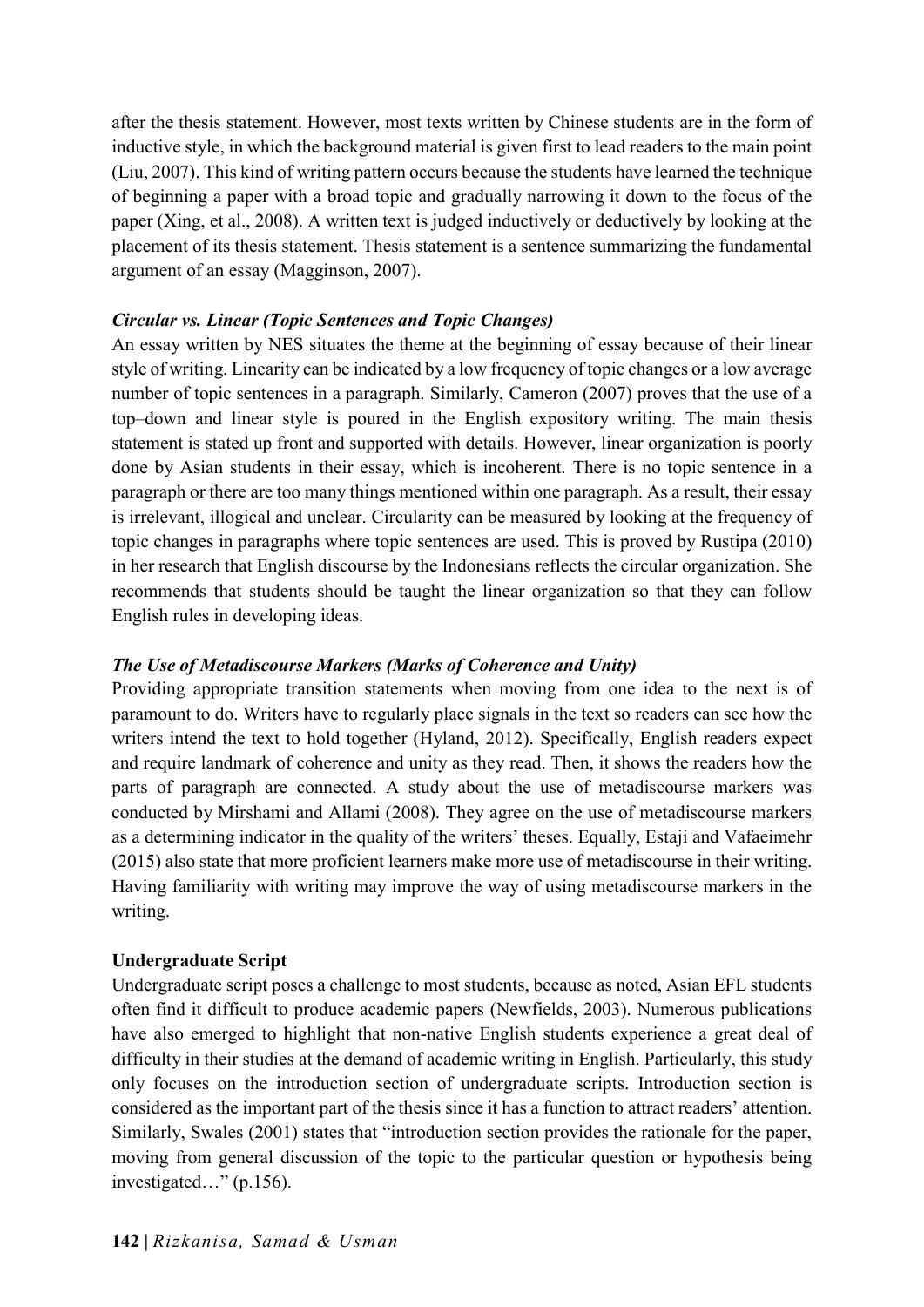after the thesis statement. However, most texts written by Chinese students are in the form of inductive style, in which the background material is given first to lead readers to the main point (Liu, 2007). This kind of writing pattern occurs because the students have learned the technique of beginning a paper with a broad topic and gradually narrowing it down to the focus of the paper (Xing, et al., 2008). A written text is judged inductively or deductively by looking at the placement of its thesis statement. Thesis statement is a sentence summarizing the fundamental argument of an essay (Magginson, 2007).

### *Circular vs. Linear (Topic Sentences and Topic Changes)*

An essay written by NES situates the theme at the beginning of essay because of their linear style of writing. Linearity can be indicated by a low frequency of topic changes or a low average number of topic sentences in a paragraph. Similarly, Cameron (2007) proves that the use of a top–down and linear style is poured in the English expository writing. The main thesis statement is stated up front and supported with details. However, linear organization is poorly done by Asian students in their essay, which is incoherent. There is no topic sentence in a paragraph or there are too many things mentioned within one paragraph. As a result, their essay is irrelevant, illogical and unclear. Circularity can be measured by looking at the frequency of topic changes in paragraphs where topic sentences are used. This is proved by Rustipa (2010) in her research that English discourse by the Indonesians reflects the circular organization. She recommends that students should be taught the linear organization so that they can follow English rules in developing ideas.

### *The Use of Metadiscourse Markers (Marks of Coherence and Unity)*

Providing appropriate transition statements when moving from one idea to the next is of paramount to do. Writers have to regularly place signals in the text so readers can see how the writers intend the text to hold together (Hyland, 2012). Specifically, English readers expect and require landmark of coherence and unity as they read. Then, it shows the readers how the parts of paragraph are connected. A study about the use of metadiscourse markers was conducted by Mirshami and Allami (2008). They agree on the use of metadiscourse markers as a determining indicator in the quality of the writers' theses. Equally, Estaji and Vafaeimehr (2015) also state that more proficient learners make more use of metadiscourse in their writing. Having familiarity with writing may improve the way of using metadiscourse markers in the writing.

## Undergraduate Script

Undergraduate script poses a challenge to most students, because as noted, Asian EFL students often find it difficult to produce academic papers (Newfields, 2003). Numerous publications have also emerged to highlight that non-native English students experience a great deal of difficulty in their studies at the demand of academic writing in English. Particularly, this study only focuses on the introduction section of undergraduate scripts. Introduction section is considered as the important part of the thesis since it has a function to attract readers' attention. Similarly, Swales (2001) states that "introduction section provides the rationale for the paper, moving from general discussion of the topic to the particular question or hypothesis being investigated…" (p.156).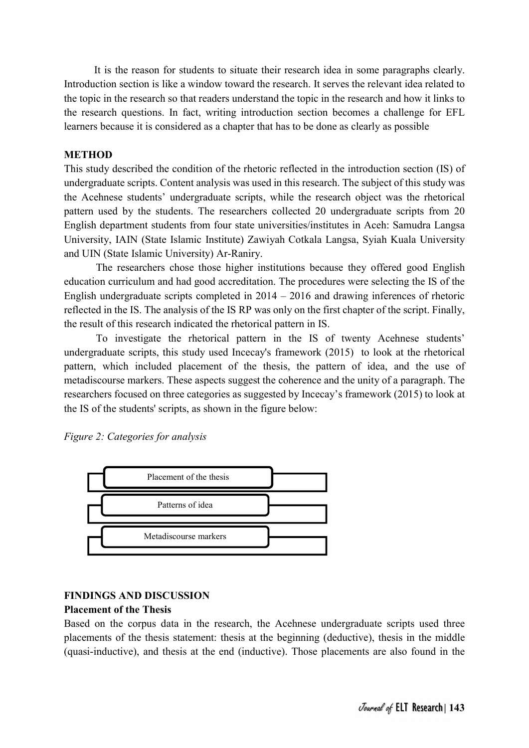It is the reason for students to situate their research idea in some paragraphs clearly. Introduction section is like a window toward the research. It serves the relevant idea related to the topic in the research so that readers understand the topic in the research and how it links to the research questions. In fact, writing introduction section becomes a challenge for EFL learners because it is considered as a chapter that has to be done as clearly as possible

## METHOD

This study described the condition of the rhetoric reflected in the introduction section (IS) of undergraduate scripts. Content analysis was used in this research. The subject of this study was the Acehnese students' undergraduate scripts, while the research object was the rhetorical pattern used by the students. The researchers collected 20 undergraduate scripts from 20 English department students from four state universities/institutes in Aceh: Samudra Langsa University, IAIN (State Islamic Institute) Zawiyah Cotkala Langsa, Syiah Kuala University and UIN (State Islamic University) Ar-Raniry.

The researchers chose those higher institutions because they offered good English education curriculum and had good accreditation. The procedures were selecting the IS of the English undergraduate scripts completed in 2014 – 2016 and drawing inferences of rhetoric reflected in the IS. The analysis of the IS RP was only on the first chapter of the script. Finally, the result of this research indicated the rhetorical pattern in IS.

To investigate the rhetorical pattern in the IS of twenty Acehnese students' undergraduate scripts, this study used Incecay's framework (2015) to look at the rhetorical pattern, which included placement of the thesis, the pattern of idea, and the use of metadiscourse markers. These aspects suggest the coherence and the unity of a paragraph. The researchers focused on three categories as suggested by Incecay's framework (2015) to look at the IS of the students' scripts, as shown in the figure below:

*Figure 2: Categories for analysis*

- Placement of the thesis
- Patterns of idea
- Metadiscourse markers

## FINDINGS AND DISCUSSION

### Placement of the Thesis

Based on the corpus data in the research, the Acehnese undergraduate scripts used three placements of the thesis statement: thesis at the beginning (deductive), thesis in the middle (quasi-inductive), and thesis at the end (inductive). Those placements are also found in the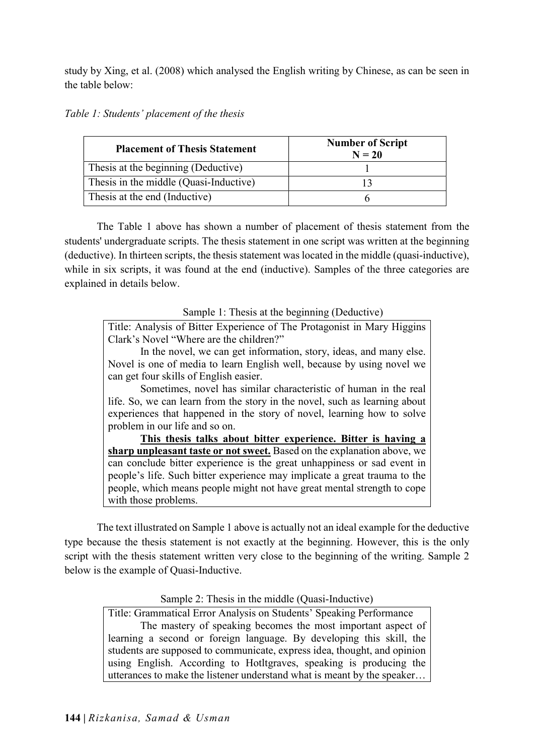study by Xing, et al. (2008) which analysed the English writing by Chinese, as can be seen in the table below:

*Table 1: Students' placement of the thesis*

| Placement of Thesis Statement | Number of Script N = 20 |
|---|---|
| Thesis at the beginning (Deductive) | 1 |
| Thesis in the middle (Quasi-Inductive) | 13 |
| Thesis at the end (Inductive) | 6 |

The Table 1 above has shown a number of placement of thesis statement from the students' undergraduate scripts. The thesis statement in one script was written at the beginning (deductive). In thirteen scripts, the thesis statement was located in the middle (quasi-inductive), while in six scripts, it was found at the end (inductive). Samples of the three categories are explained in details below.

Sample 1: Thesis at the beginning (Deductive)

> Title: Analysis of Bitter Experience of The Protagonist in Mary Higgins Clark's Novel "Where are the children?"
>
> In the novel, we can get information, story, ideas, and many else. Novel is one of media to learn English well, because by using novel we can get four skills of English easier.
>
> Sometimes, novel has similar characteristic of human in the real life. So, we can learn from the story in the novel, such as learning about experiences that happened in the story of novel, learning how to solve problem in our life and so on.
>
> <u>**This thesis talks about bitter experience. Bitter is having a sharp unpleasant taste or not sweet.**</u> Based on the explanation above, we can conclude bitter experience is the great unhappiness or sad event in people's life. Such bitter experience may implicate a great trauma to the people, which means people might not have great mental strength to cope with those problems.

The text illustrated on Sample 1 above is actually not an ideal example for the deductive type because the thesis statement is not exactly at the beginning. However, this is the only script with the thesis statement written very close to the beginning of the writing. Sample 2 below is the example of Quasi-Inductive.

Sample 2: Thesis in the middle (Quasi-Inductive)

> Title: Grammatical Error Analysis on Students' Speaking Performance
>
> The mastery of speaking becomes the most important aspect of learning a second or foreign language. By developing this skill, the students are supposed to communicate, express idea, thought, and opinion using English. According to Hotltgraves, speaking is producing the utterances to make the listener understand what is meant by the speaker…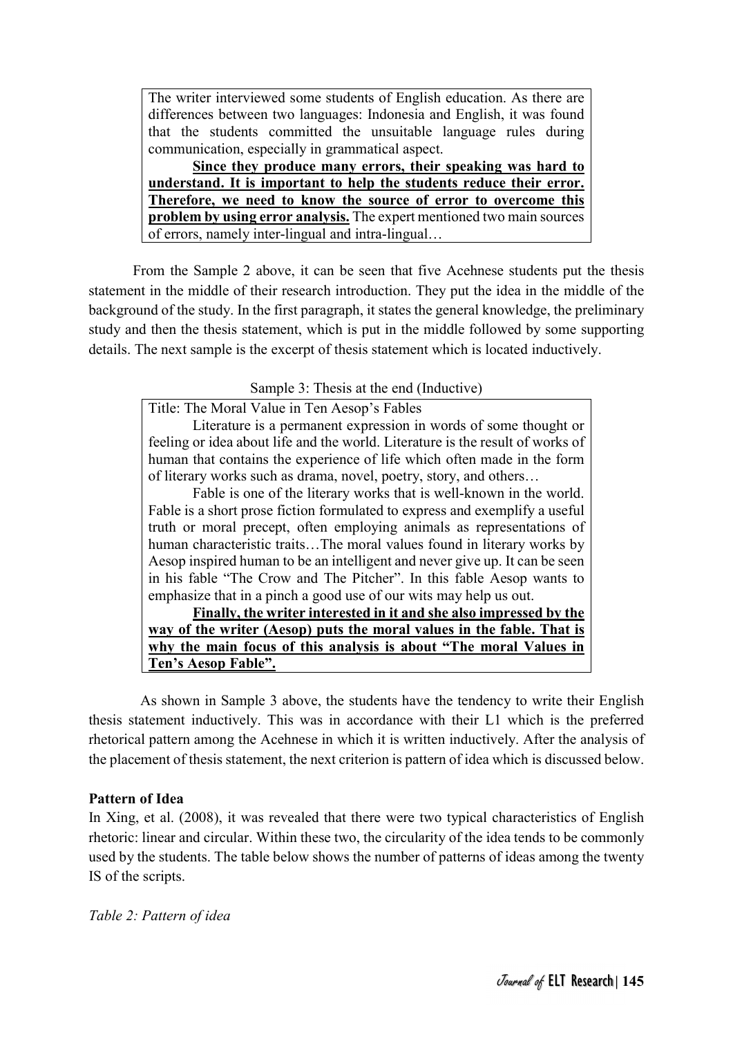> The writer interviewed some students of English education. As there are differences between two languages: Indonesia and English, it was found that the students committed the unsuitable language rules during communication, especially in grammatical aspect.
>
> **<u>Since they produce many errors, their speaking was hard to understand. It is important to help the students reduce their error. Therefore, we need to know the source of error to overcome this problem by using error analysis.</u>** The expert mentioned two main sources of errors, namely inter-lingual and intra-lingual…

From the Sample 2 above, it can be seen that five Acehnese students put the thesis statement in the middle of their research introduction. They put the idea in the middle of the background of the study. In the first paragraph, it states the general knowledge, the preliminary study and then the thesis statement, which is put in the middle followed by some supporting details. The next sample is the excerpt of thesis statement which is located inductively.

Sample 3: Thesis at the end (Inductive)

> Title: The Moral Value in Ten Aesop's Fables
>
> Literature is a permanent expression in words of some thought or feeling or idea about life and the world. Literature is the result of works of human that contains the experience of life which often made in the form of literary works such as drama, novel, poetry, story, and others…
>
> Fable is one of the literary works that is well-known in the world. Fable is a short prose fiction formulated to express and exemplify a useful truth or moral precept, often employing animals as representations of human characteristic traits…The moral values found in literary works by Aesop inspired human to be an intelligent and never give up. It can be seen in his fable "The Crow and The Pitcher". In this fable Aesop wants to emphasize that in a pinch a good use of our wits may help us out.
>
> **<u>Finally, the writer interested in it and she also impressed by the way of the writer (Aesop) puts the moral values in the fable. That is why the main focus of this analysis is about "The moral Values in Ten's Aesop Fable".</u>**

As shown in Sample 3 above, the students have the tendency to write their English thesis statement inductively. This was in accordance with their L1 which is the preferred rhetorical pattern among the Acehnese in which it is written inductively. After the analysis of the placement of thesis statement, the next criterion is pattern of idea which is discussed below.

**Pattern of Idea**

In Xing, et al. (2008), it was revealed that there were two typical characteristics of English rhetoric: linear and circular. Within these two, the circularity of the idea tends to be commonly used by the students. The table below shows the number of patterns of ideas among the twenty IS of the scripts.

*Table 2: Pattern of idea*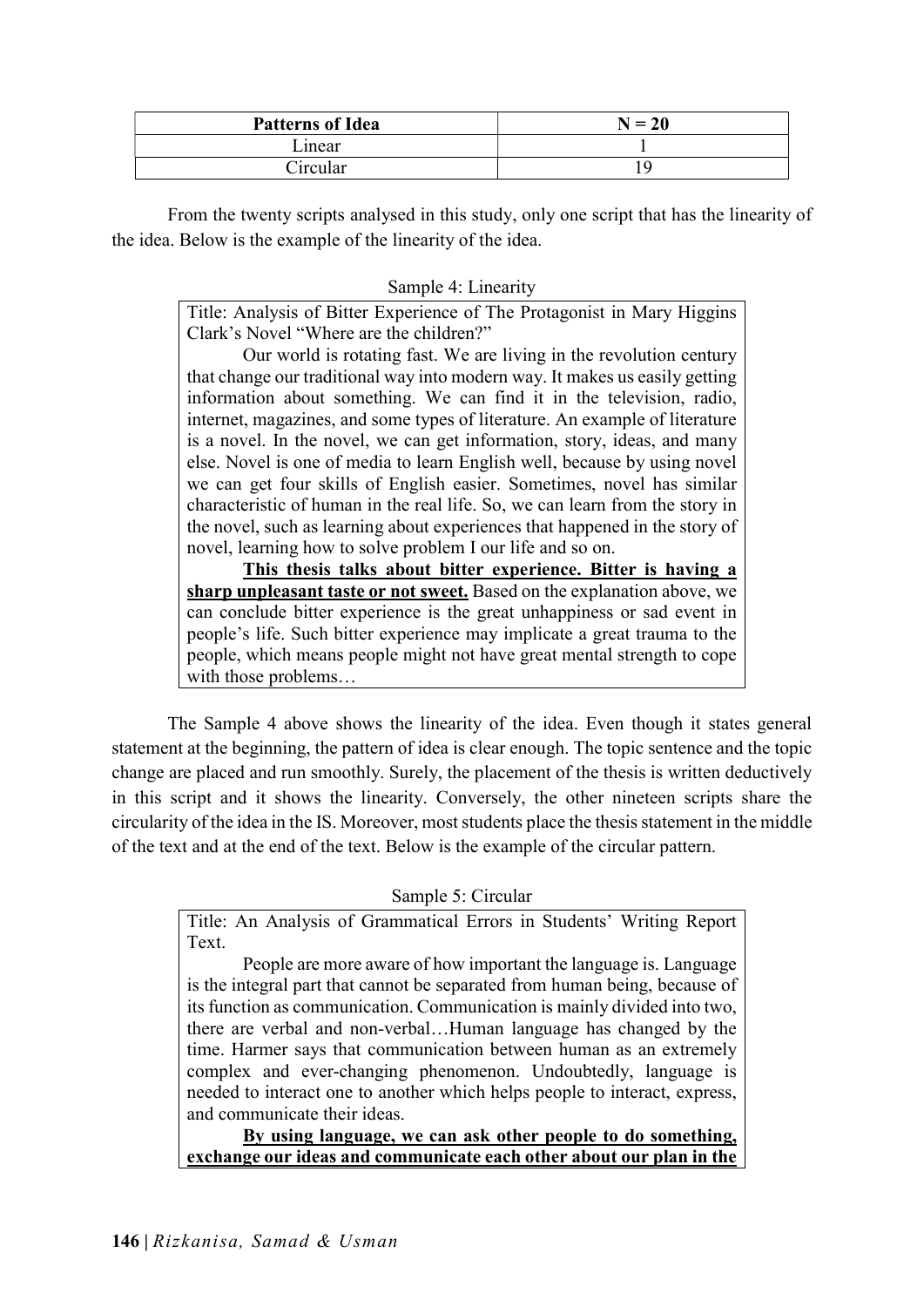| Patterns of Idea | N = 20 |
|---|---|
| Linear | 1 |
| Circular | 19 |

From the twenty scripts analysed in this study, only one script that has the linearity of the idea. Below is the example of the linearity of the idea.

Sample 4: Linearity

> Title: Analysis of Bitter Experience of The Protagonist in Mary Higgins Clark's Novel "Where are the children?"
>
> Our world is rotating fast. We are living in the revolution century that change our traditional way into modern way. It makes us easily getting information about something. We can find it in the television, radio, internet, magazines, and some types of literature. An example of literature is a novel. In the novel, we can get information, story, ideas, and many else. Novel is one of media to learn English well, because by using novel we can get four skills of English easier. Sometimes, novel has similar characteristic of human in the real life. So, we can learn from the story in the novel, such as learning about experiences that happened in the story of novel, learning how to solve problem I our life and so on.
>
> <u>**This thesis talks about bitter experience. Bitter is having a sharp unpleasant taste or not sweet.**</u> Based on the explanation above, we can conclude bitter experience is the great unhappiness or sad event in people's life. Such bitter experience may implicate a great trauma to the people, which means people might not have great mental strength to cope with those problems…

The Sample 4 above shows the linearity of the idea. Even though it states general statement at the beginning, the pattern of idea is clear enough. The topic sentence and the topic change are placed and run smoothly. Surely, the placement of the thesis is written deductively in this script and it shows the linearity. Conversely, the other nineteen scripts share the circularity of the idea in the IS. Moreover, most students place the thesis statement in the middle of the text and at the end of the text. Below is the example of the circular pattern.

Sample 5: Circular

> Title: An Analysis of Grammatical Errors in Students' Writing Report Text.
>
> People are more aware of how important the language is. Language is the integral part that cannot be separated from human being, because of its function as communication. Communication is mainly divided into two, there are verbal and non-verbal…Human language has changed by the time. Harmer says that communication between human as an extremely complex and ever-changing phenomenon. Undoubtedly, language is needed to interact one to another which helps people to interact, express, and communicate their ideas.
>
> <u>**By using language, we can ask other people to do something, exchange our ideas and communicate each other about our plan in the**</u>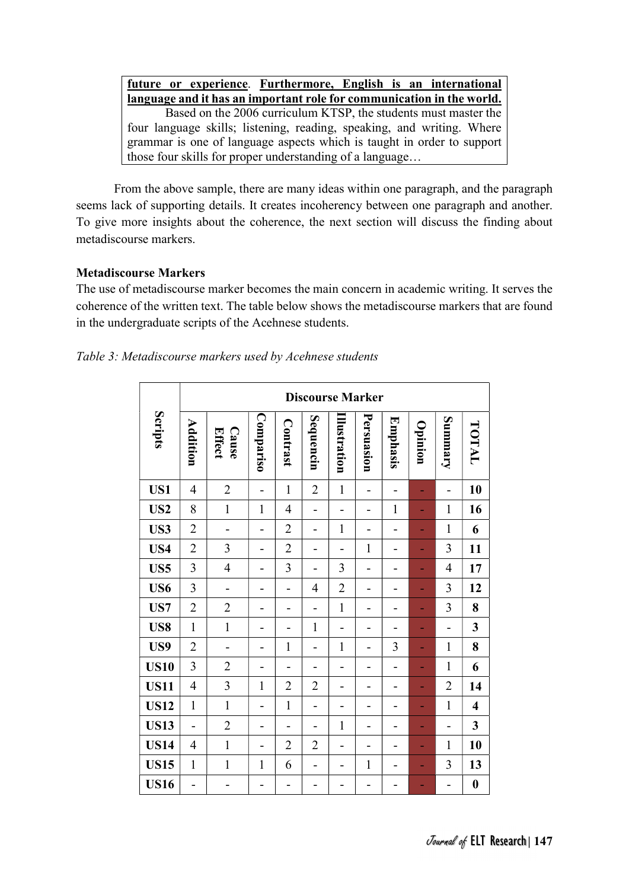**future or experience**. **Furthermore, English is an international language and it has an important role for communication in the world.**

Based on the 2006 curriculum KTSP, the students must master the four language skills; listening, reading, speaking, and writing. Where grammar is one of language aspects which is taught in order to support those four skills for proper understanding of a language…

From the above sample, there are many ideas within one paragraph, and the paragraph seems lack of supporting details. It creates incoherency between one paragraph and another. To give more insights about the coherence, the next section will discuss the finding about metadiscourse markers.

**Metadiscourse Markers**

The use of metadiscourse marker becomes the main concern in academic writing. It serves the coherence of the written text. The table below shows the metadiscourse markers that are found in the undergraduate scripts of the Acehnese students.

*Table 3: Metadiscourse markers used by Acehnese students*

| Scripts | Discourse Marker | | | | | | | | | | |
|---|---|---|---|---|---|---|---|---|---|---|---|
| | Addition | Cause Effect | Compariso | Contrast | Sequencin | Illustration | Persuasion | Emphasis | Opinion | Summary | TOTAL |
| **US1** | 4 | 2 | - | 1 | 2 | 1 | - | - | - | - | **10** |
| **US2** | 8 | 1 | 1 | 4 | - | - | - | 1 | - | 1 | **16** |
| **US3** | 2 | - | - | 2 | - | 1 | - | - | - | 1 | **6** |
| **US4** | 2 | 3 | - | 2 | - | - | 1 | - | - | 3 | **11** |
| **US5** | 3 | 4 | - | 3 | - | 3 | - | - | - | 4 | **17** |
| **US6** | 3 | - | - | - | 4 | 2 | - | - | - | 3 | **12** |
| **US7** | 2 | 2 | - | - | - | 1 | - | - | - | 3 | **8** |
| **US8** | 1 | 1 | - | - | 1 | - | - | - | - | - | **3** |
| **US9** | 2 | - | - | 1 | - | 1 | - | 3 | - | 1 | **8** |
| **US10** | 3 | 2 | - | - | - | - | - | - | - | 1 | **6** |
| **US11** | 4 | 3 | 1 | 2 | 2 | - | - | - | - | 2 | **14** |
| **US12** | 1 | 1 | - | 1 | - | - | - | - | - | 1 | **4** |
| **US13** | - | 2 | - | - | - | 1 | - | - | - | - | **3** |
| **US14** | 4 | 1 | - | 2 | 2 | - | - | - | - | 1 | **10** |
| **US15** | 1 | 1 | 1 | 6 | - | - | 1 | - | - | 3 | **13** |
| **US16** | - | - | - | - | - | - | - | - | - | - | **0** |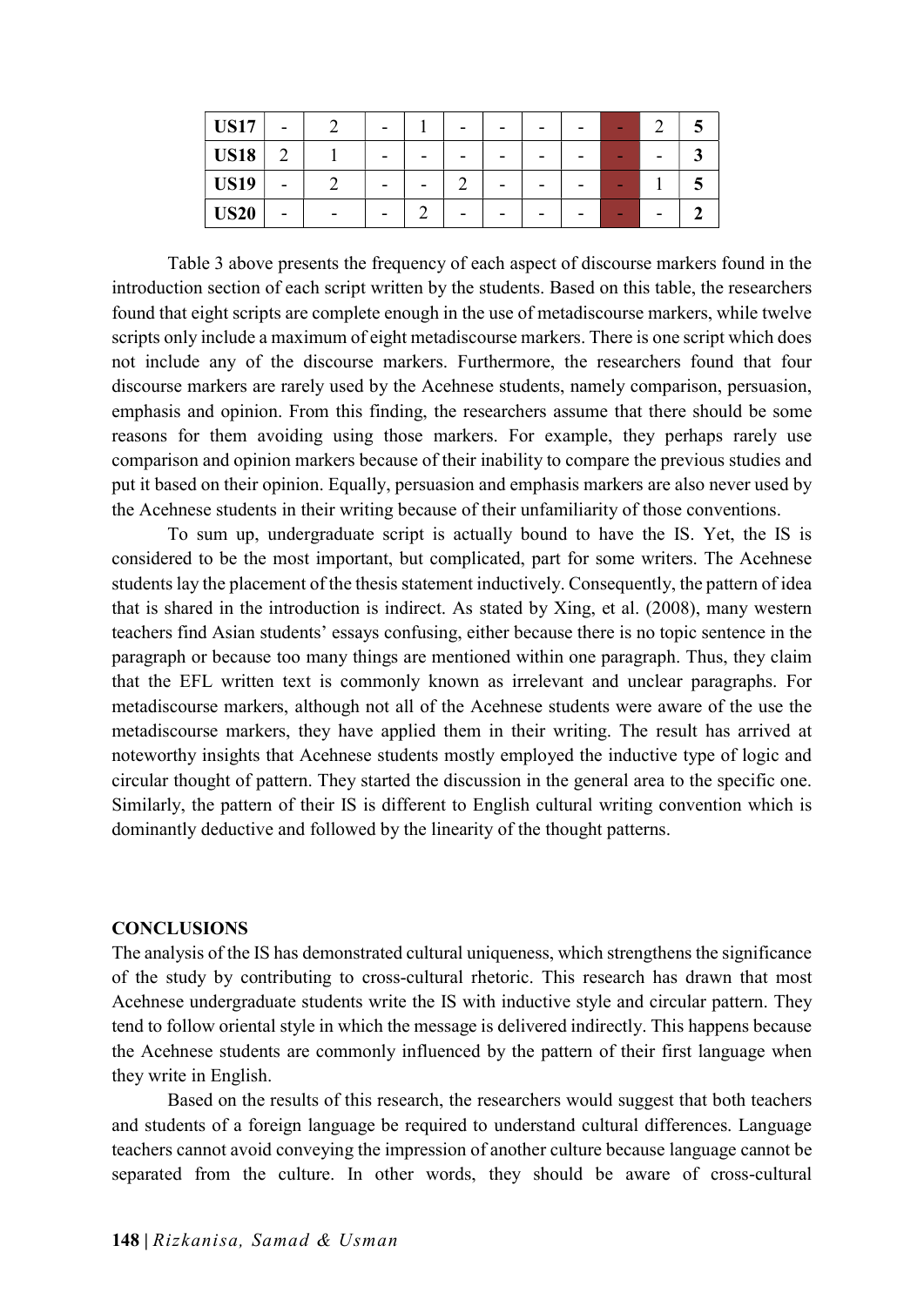| | | | | | | | | | | | |
|---|---|---|---|---|---|---|---|---|---|---|---|
| **US17** | - | 2 | - | 1 | - | - | - | - | - | 2 | **5** |
| **US18** | 2 | 1 | - | - | - | - | - | - | - | - | **3** |
| **US19** | - | 2 | - | - | 2 | - | - | - | - | 1 | **5** |
| **US20** | - | - | - | 2 | - | - | - | - | - | - | **2** |

Table 3 above presents the frequency of each aspect of discourse markers found in the introduction section of each script written by the students. Based on this table, the researchers found that eight scripts are complete enough in the use of metadiscourse markers, while twelve scripts only include a maximum of eight metadiscourse markers. There is one script which does not include any of the discourse markers. Furthermore, the researchers found that four discourse markers are rarely used by the Acehnese students, namely comparison, persuasion, emphasis and opinion. From this finding, the researchers assume that there should be some reasons for them avoiding using those markers. For example, they perhaps rarely use comparison and opinion markers because of their inability to compare the previous studies and put it based on their opinion. Equally, persuasion and emphasis markers are also never used by the Acehnese students in their writing because of their unfamiliarity of those conventions.

To sum up, undergraduate script is actually bound to have the IS. Yet, the IS is considered to be the most important, but complicated, part for some writers. The Acehnese students lay the placement of the thesis statement inductively. Consequently, the pattern of idea that is shared in the introduction is indirect. As stated by Xing, et al. (2008), many western teachers find Asian students' essays confusing, either because there is no topic sentence in the paragraph or because too many things are mentioned within one paragraph. Thus, they claim that the EFL written text is commonly known as irrelevant and unclear paragraphs. For metadiscourse markers, although not all of the Acehnese students were aware of the use the metadiscourse markers, they have applied them in their writing. The result has arrived at noteworthy insights that Acehnese students mostly employed the inductive type of logic and circular thought of pattern. They started the discussion in the general area to the specific one. Similarly, the pattern of their IS is different to English cultural writing convention which is dominantly deductive and followed by the linearity of the thought patterns.

## CONCLUSIONS

The analysis of the IS has demonstrated cultural uniqueness, which strengthens the significance of the study by contributing to cross-cultural rhetoric. This research has drawn that most Acehnese undergraduate students write the IS with inductive style and circular pattern. They tend to follow oriental style in which the message is delivered indirectly. This happens because the Acehnese students are commonly influenced by the pattern of their first language when they write in English.

Based on the results of this research, the researchers would suggest that both teachers and students of a foreign language be required to understand cultural differences. Language teachers cannot avoid conveying the impression of another culture because language cannot be separated from the culture. In other words, they should be aware of cross-cultural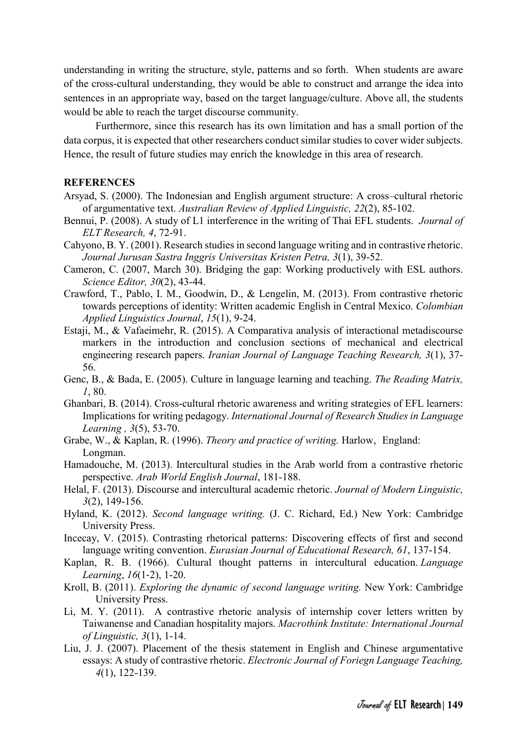understanding in writing the structure, style, patterns and so forth. When students are aware of the cross-cultural understanding, they would be able to construct and arrange the idea into sentences in an appropriate way, based on the target language/culture. Above all, the students would be able to reach the target discourse community.

Furthermore, since this research has its own limitation and has a small portion of the data corpus, it is expected that other researchers conduct similar studies to cover wider subjects. Hence, the result of future studies may enrich the knowledge in this area of research.

## REFERENCES

Arsyad, S. (2000). The Indonesian and English argument structure: A cross–cultural rhetoric of argumentative text. *Australian Review of Applied Linguistic, 22*(2), 85-102.

Bennui, P. (2008). A study of L1 interference in the writing of Thai EFL students. *Journal of ELT Research, 4*, 72-91.

Cahyono, B. Y. (2001). Research studies in second language writing and in contrastive rhetoric. *Journal Jurusan Sastra Inggris Universitas Kristen Petra, 3*(1), 39-52.

Cameron, C. (2007, March 30). Bridging the gap: Working productively with ESL authors. *Science Editor, 30*(2), 43-44.

Crawford, T., Pablo, I. M., Goodwin, D., & Lengelin, M. (2013). From contrastive rhetoric towards perceptions of identity: Written academic English in Central Mexico. *Colombian Applied Linguistics Journal*, *15*(1), 9-24.

Estaji, M., & Vafaeimehr, R. (2015). A Comparativa analysis of interactional metadiscourse markers in the introduction and conclusion sections of mechanical and electrical engineering research papers. *Iranian Journal of Language Teaching Research, 3*(1), 37-56.

Genc, B., & Bada, E. (2005). Culture in language learning and teaching. *The Reading Matrix, 1*, 80.

Ghanbari, B. (2014). Cross-cultural rhetoric awareness and writing strategies of EFL learners: Implications for writing pedagogy. *International Journal of Research Studies in Language Learning , 3*(5), 53-70.

Grabe, W., & Kaplan, R. (1996). *Theory and practice of writing.* Harlow, England: Longman.

Hamadouche, M. (2013). Intercultural studies in the Arab world from a contrastive rhetoric perspective. *Arab World English Journal*, 181-188.

Helal, F. (2013). Discourse and intercultural academic rhetoric. *Journal of Modern Linguistic, 3*(2), 149-156.

Hyland, K. (2012). *Second language writing.* (J. C. Richard, Ed.) New York: Cambridge University Press.

Incecay, V. (2015). Contrasting rhetorical patterns: Discovering effects of first and second language writing convention. *Eurasian Journal of Educational Research, 61*, 137-154.

Kaplan, R. B. (1966). Cultural thought patterns in intercultural education. *Language Learning*, *16*(1-2), 1-20.

Kroll, B. (2011). *Exploring the dynamic of second language writing.* New York: Cambridge University Press.

Li, M. Y. (2011). A contrastive rhetoric analysis of internship cover letters written by Taiwanense and Canadian hospitality majors. *Macrothink Institute: International Journal of Linguistic, 3*(1), 1-14.

Liu, J. J. (2007). Placement of the thesis statement in English and Chinese argumentative essays: A study of contrastive rhetoric. *Electronic Journal of Foriegn Language Teaching, 4*(1), 122-139.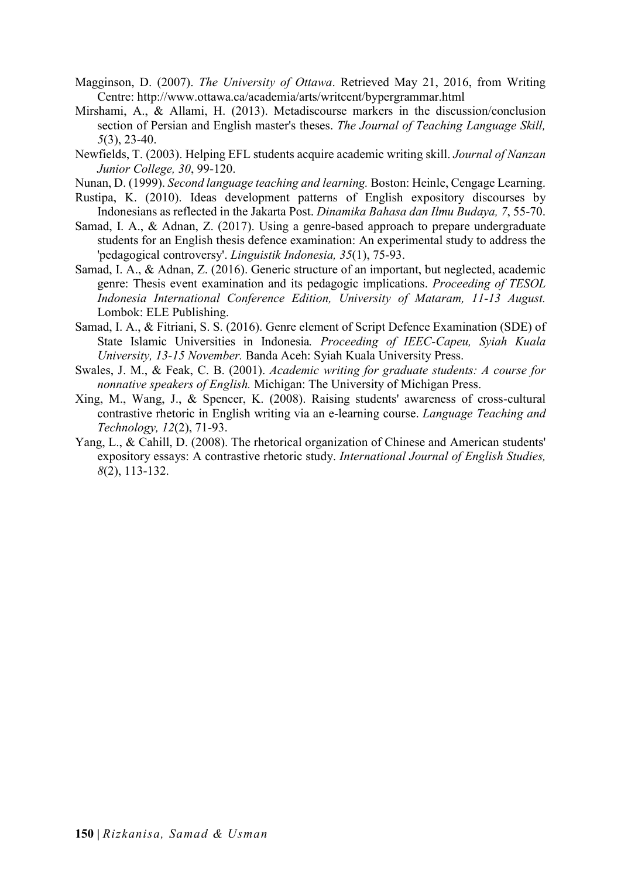Magginson, D. (2007). *The University of Ottawa*. Retrieved May 21, 2016, from Writing Centre: http://www.ottawa.ca/academia/arts/writcent/bypergrammar.html

Mirshami, A., & Allami, H. (2013). Metadiscourse markers in the discussion/conclusion section of Persian and English master's theses. *The Journal of Teaching Language Skill, 5*(3), 23-40.

Newfields, T. (2003). Helping EFL students acquire academic writing skill. *Journal of Nanzan Junior College, 30*, 99-120.

Nunan, D. (1999). *Second language teaching and learning.* Boston: Heinle, Cengage Learning.

Rustipa, K. (2010). Ideas development patterns of English expository discourses by Indonesians as reflected in the Jakarta Post. *Dinamika Bahasa dan Ilmu Budaya, 7*, 55-70.

Samad, I. A., & Adnan, Z. (2017). Using a genre-based approach to prepare undergraduate students for an English thesis defence examination: An experimental study to address the 'pedagogical controversy'. *Linguistik Indonesia, 35*(1), 75-93.

Samad, I. A., & Adnan, Z. (2016). Generic structure of an important, but neglected, academic genre: Thesis event examination and its pedagogic implications. *Proceeding of TESOL Indonesia International Conference Edition, University of Mataram, 11-13 August.* Lombok: ELE Publishing.

Samad, I. A., & Fitriani, S. S. (2016). Genre element of Script Defence Examination (SDE) of State Islamic Universities in Indonesia*. Proceeding of IEEC-Capeu, Syiah Kuala University, 13-15 November.* Banda Aceh: Syiah Kuala University Press.

Swales, J. M., & Feak, C. B. (2001). *Academic writing for graduate students: A course for nonnative speakers of English.* Michigan: The University of Michigan Press.

Xing, M., Wang, J., & Spencer, K. (2008). Raising students' awareness of cross-cultural contrastive rhetoric in English writing via an e-learning course. *Language Teaching and Technology, 12*(2), 71-93.

Yang, L., & Cahill, D. (2008). The rhetorical organization of Chinese and American students' expository essays: A contrastive rhetoric study. *International Journal of English Studies, 8*(2), 113-132.